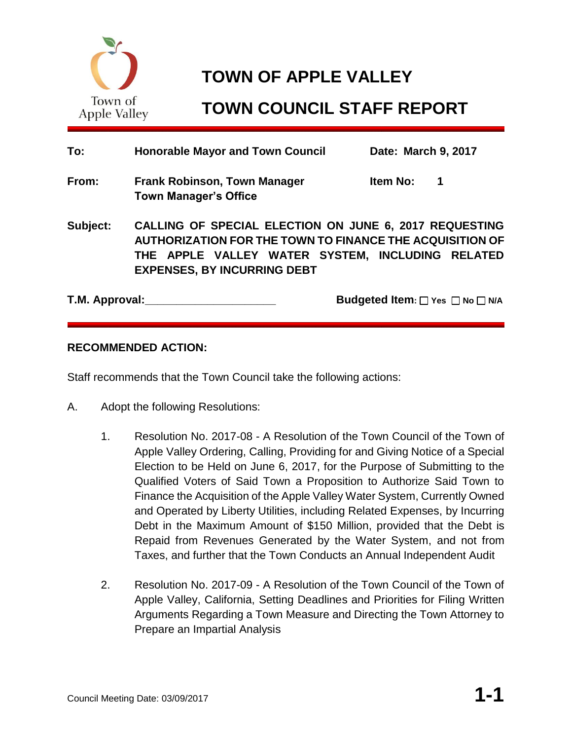# TOWN OF APPLE VALLEY

# TOWN COUNCIL STAFF REPORT

**To:** **Honorable Mayor and Town Council** **Date: March 9, 2017**

**From:** **Frank Robinson, Town Manager** **Item No: 1**
**Town Manager's Office**

**Subject:** **CALLING OF SPECIAL ELECTION ON JUNE 6, 2017 REQUESTING AUTHORIZATION FOR THE TOWN TO FINANCE THE ACQUISITION OF THE APPLE VALLEY WATER SYSTEM, INCLUDING RELATED EXPENSES, BY INCURRING DEBT**

**T.M. Approval:**_____________________ **Budgeted Item:** ☐ Yes ☐ No ☐ N/A

## RECOMMENDED ACTION:

Staff recommends that the Town Council take the following actions:

A. Adopt the following Resolutions:

1. Resolution No. 2017-08 - A Resolution of the Town Council of the Town of Apple Valley Ordering, Calling, Providing for and Giving Notice of a Special Election to be Held on June 6, 2017, for the Purpose of Submitting to the Qualified Voters of Said Town a Proposition to Authorize Said Town to Finance the Acquisition of the Apple Valley Water System, Currently Owned and Operated by Liberty Utilities, including Related Expenses, by Incurring Debt in the Maximum Amount of $150 Million, provided that the Debt is Repaid from Revenues Generated by the Water System, and not from Taxes, and further that the Town Conducts an Annual Independent Audit

2. Resolution No. 2017-09 - A Resolution of the Town Council of the Town of Apple Valley, California, Setting Deadlines and Priorities for Filing Written Arguments Regarding a Town Measure and Directing the Town Attorney to Prepare an Impartial Analysis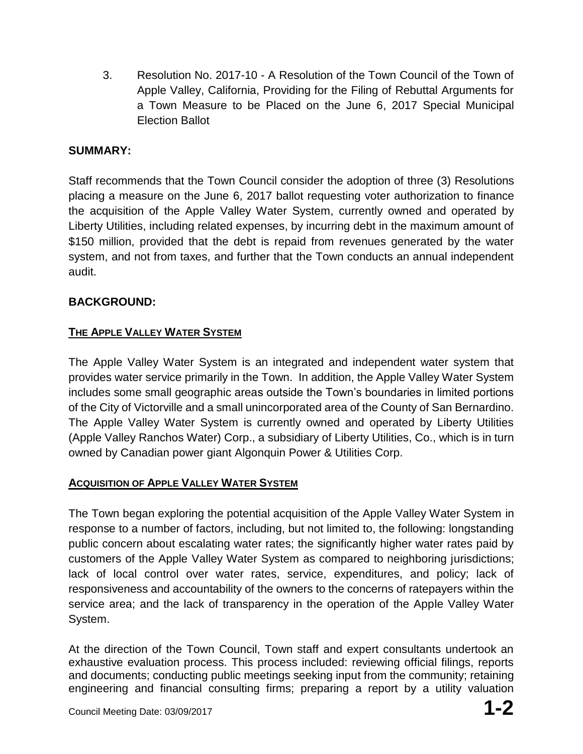3. Resolution No. 2017-10 - A Resolution of the Town Council of the Town of Apple Valley, California, Providing for the Filing of Rebuttal Arguments for a Town Measure to be Placed on the June 6, 2017 Special Municipal Election Ballot

**SUMMARY:**

Staff recommends that the Town Council consider the adoption of three (3) Resolutions placing a measure on the June 6, 2017 ballot requesting voter authorization to finance the acquisition of the Apple Valley Water System, currently owned and operated by Liberty Utilities, including related expenses, by incurring debt in the maximum amount of $150 million, provided that the debt is repaid from revenues generated by the water system, and not from taxes, and further that the Town conducts an annual independent audit.

**BACKGROUND:**

**THE APPLE VALLEY WATER SYSTEM**

The Apple Valley Water System is an integrated and independent water system that provides water service primarily in the Town. In addition, the Apple Valley Water System includes some small geographic areas outside the Town's boundaries in limited portions of the City of Victorville and a small unincorporated area of the County of San Bernardino. The Apple Valley Water System is currently owned and operated by Liberty Utilities (Apple Valley Ranchos Water) Corp., a subsidiary of Liberty Utilities, Co., which is in turn owned by Canadian power giant Algonquin Power & Utilities Corp.

**ACQUISITION OF APPLE VALLEY WATER SYSTEM**

The Town began exploring the potential acquisition of the Apple Valley Water System in response to a number of factors, including, but not limited to, the following: longstanding public concern about escalating water rates; the significantly higher water rates paid by customers of the Apple Valley Water System as compared to neighboring jurisdictions; lack of local control over water rates, service, expenditures, and policy; lack of responsiveness and accountability of the owners to the concerns of ratepayers within the service area; and the lack of transparency in the operation of the Apple Valley Water System.

At the direction of the Town Council, Town staff and expert consultants undertook an exhaustive evaluation process. This process included: reviewing official filings, reports and documents; conducting public meetings seeking input from the community; retaining engineering and financial consulting firms; preparing a report by a utility valuation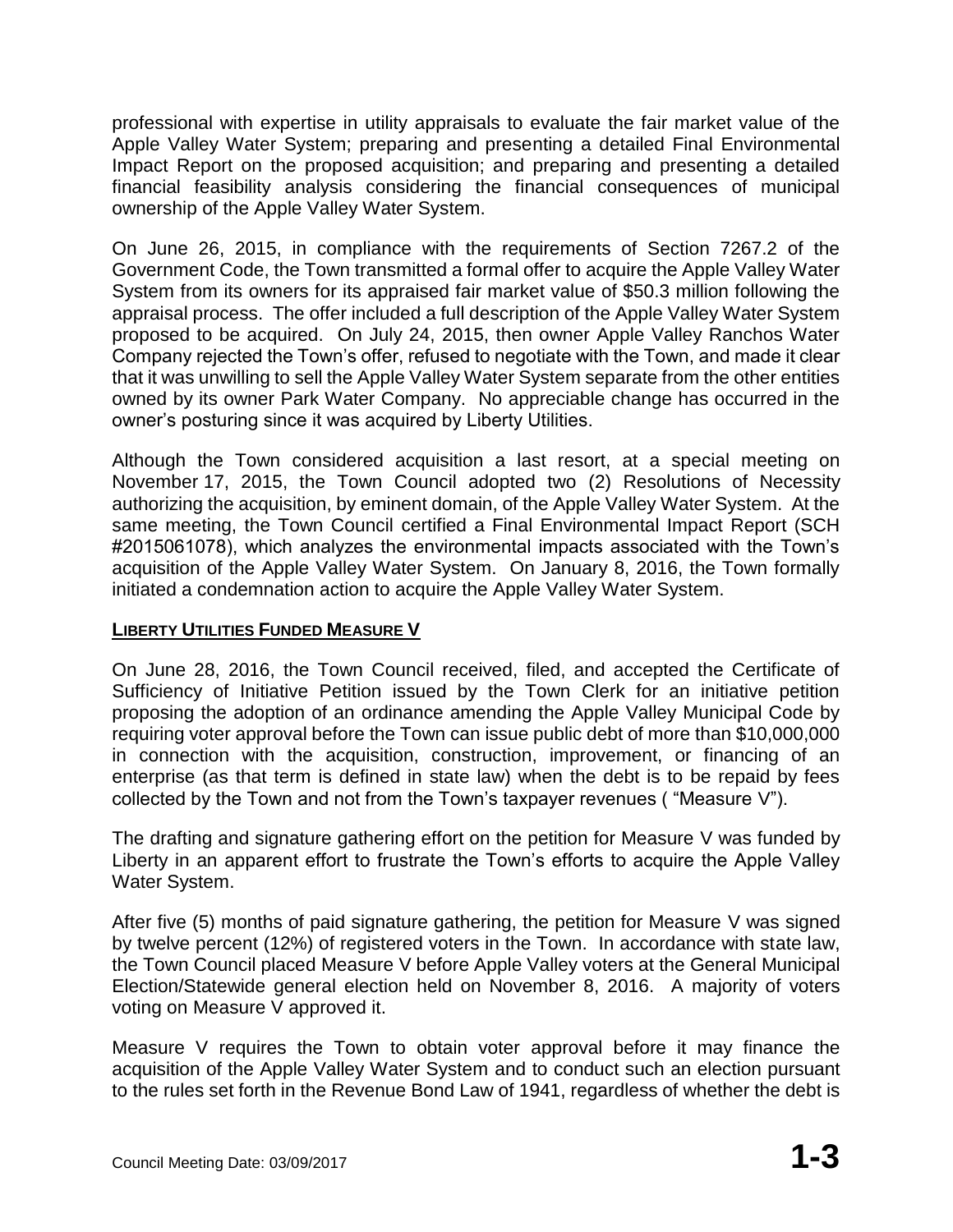professional with expertise in utility appraisals to evaluate the fair market value of the Apple Valley Water System; preparing and presenting a detailed Final Environmental Impact Report on the proposed acquisition; and preparing and presenting a detailed financial feasibility analysis considering the financial consequences of municipal ownership of the Apple Valley Water System.

On June 26, 2015, in compliance with the requirements of Section 7267.2 of the Government Code, the Town transmitted a formal offer to acquire the Apple Valley Water System from its owners for its appraised fair market value of $50.3 million following the appraisal process. The offer included a full description of the Apple Valley Water System proposed to be acquired. On July 24, 2015, then owner Apple Valley Ranchos Water Company rejected the Town's offer, refused to negotiate with the Town, and made it clear that it was unwilling to sell the Apple Valley Water System separate from the other entities owned by its owner Park Water Company. No appreciable change has occurred in the owner's posturing since it was acquired by Liberty Utilities.

Although the Town considered acquisition a last resort, at a special meeting on November 17, 2015, the Town Council adopted two (2) Resolutions of Necessity authorizing the acquisition, by eminent domain, of the Apple Valley Water System. At the same meeting, the Town Council certified a Final Environmental Impact Report (SCH #2015061078), which analyzes the environmental impacts associated with the Town's acquisition of the Apple Valley Water System. On January 8, 2016, the Town formally initiated a condemnation action to acquire the Apple Valley Water System.

**LIBERTY UTILITIES FUNDED MEASURE V**

On June 28, 2016, the Town Council received, filed, and accepted the Certificate of Sufficiency of Initiative Petition issued by the Town Clerk for an initiative petition proposing the adoption of an ordinance amending the Apple Valley Municipal Code by requiring voter approval before the Town can issue public debt of more than $10,000,000 in connection with the acquisition, construction, improvement, or financing of an enterprise (as that term is defined in state law) when the debt is to be repaid by fees collected by the Town and not from the Town's taxpayer revenues ( "Measure V").

The drafting and signature gathering effort on the petition for Measure V was funded by Liberty in an apparent effort to frustrate the Town's efforts to acquire the Apple Valley Water System.

After five (5) months of paid signature gathering, the petition for Measure V was signed by twelve percent (12%) of registered voters in the Town. In accordance with state law, the Town Council placed Measure V before Apple Valley voters at the General Municipal Election/Statewide general election held on November 8, 2016. A majority of voters voting on Measure V approved it.

Measure V requires the Town to obtain voter approval before it may finance the acquisition of the Apple Valley Water System and to conduct such an election pursuant to the rules set forth in the Revenue Bond Law of 1941, regardless of whether the debt is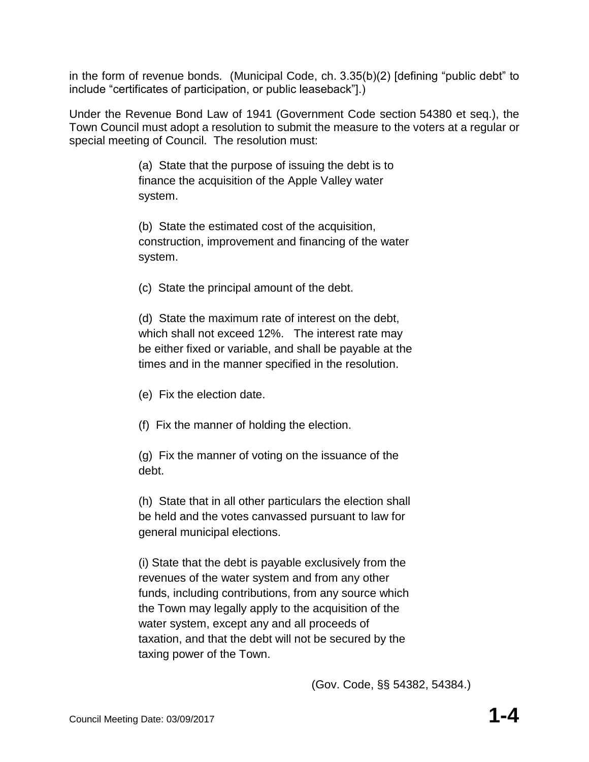in the form of revenue bonds. (Municipal Code, ch. 3.35(b)(2) [defining "public debt" to include "certificates of participation, or public leaseback"].)

Under the Revenue Bond Law of 1941 (Government Code section 54380 et seq.), the Town Council must adopt a resolution to submit the measure to the voters at a regular or special meeting of Council. The resolution must:

> (a) State that the purpose of issuing the debt is to finance the acquisition of the Apple Valley water system.
>
> (b) State the estimated cost of the acquisition, construction, improvement and financing of the water system.
>
> (c) State the principal amount of the debt.
>
> (d) State the maximum rate of interest on the debt, which shall not exceed 12%. The interest rate may be either fixed or variable, and shall be payable at the times and in the manner specified in the resolution.
>
> (e) Fix the election date.
>
> (f) Fix the manner of holding the election.
>
> (g) Fix the manner of voting on the issuance of the debt.
>
> (h) State that in all other particulars the election shall be held and the votes canvassed pursuant to law for general municipal elections.
>
> (i) State that the debt is payable exclusively from the revenues of the water system and from any other funds, including contributions, from any source which the Town may legally apply to the acquisition of the water system, except any and all proceeds of taxation, and that the debt will not be secured by the taxing power of the Town.

(Gov. Code, §§ 54382, 54384.)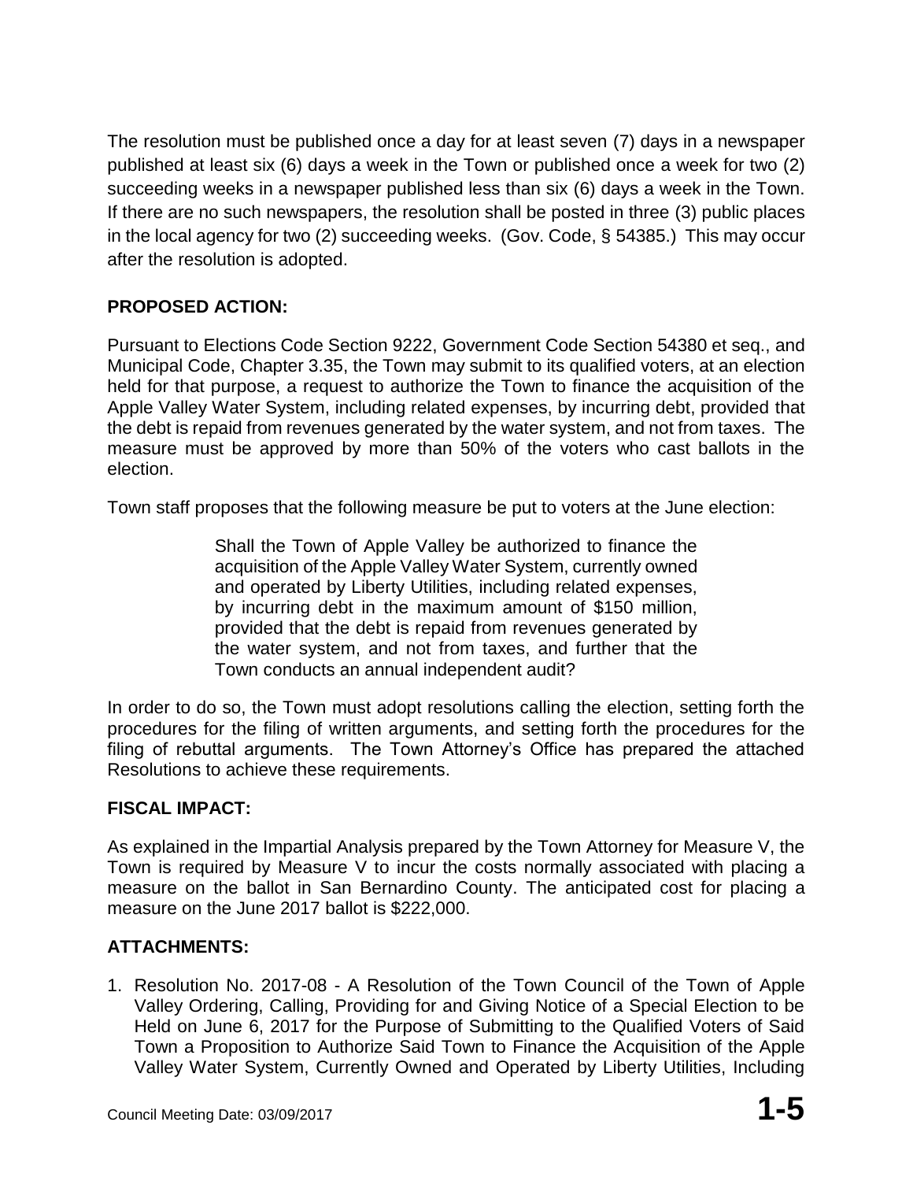The resolution must be published once a day for at least seven (7) days in a newspaper published at least six (6) days a week in the Town or published once a week for two (2) succeeding weeks in a newspaper published less than six (6) days a week in the Town. If there are no such newspapers, the resolution shall be posted in three (3) public places in the local agency for two (2) succeeding weeks. (Gov. Code, § 54385.) This may occur after the resolution is adopted.

## PROPOSED ACTION:

Pursuant to Elections Code Section 9222, Government Code Section 54380 et seq., and Municipal Code, Chapter 3.35, the Town may submit to its qualified voters, at an election held for that purpose, a request to authorize the Town to finance the acquisition of the Apple Valley Water System, including related expenses, by incurring debt, provided that the debt is repaid from revenues generated by the water system, and not from taxes. The measure must be approved by more than 50% of the voters who cast ballots in the election.

Town staff proposes that the following measure be put to voters at the June election:

> Shall the Town of Apple Valley be authorized to finance the acquisition of the Apple Valley Water System, currently owned and operated by Liberty Utilities, including related expenses, by incurring debt in the maximum amount of $150 million, provided that the debt is repaid from revenues generated by the water system, and not from taxes, and further that the Town conducts an annual independent audit?

In order to do so, the Town must adopt resolutions calling the election, setting forth the procedures for the filing of written arguments, and setting forth the procedures for the filing of rebuttal arguments. The Town Attorney's Office has prepared the attached Resolutions to achieve these requirements.

## FISCAL IMPACT:

As explained in the Impartial Analysis prepared by the Town Attorney for Measure V, the Town is required by Measure V to incur the costs normally associated with placing a measure on the ballot in San Bernardino County. The anticipated cost for placing a measure on the June 2017 ballot is $222,000.

## ATTACHMENTS:

1. Resolution No. 2017-08 - A Resolution of the Town Council of the Town of Apple Valley Ordering, Calling, Providing for and Giving Notice of a Special Election to be Held on June 6, 2017 for the Purpose of Submitting to the Qualified Voters of Said Town a Proposition to Authorize Said Town to Finance the Acquisition of the Apple Valley Water System, Currently Owned and Operated by Liberty Utilities, Including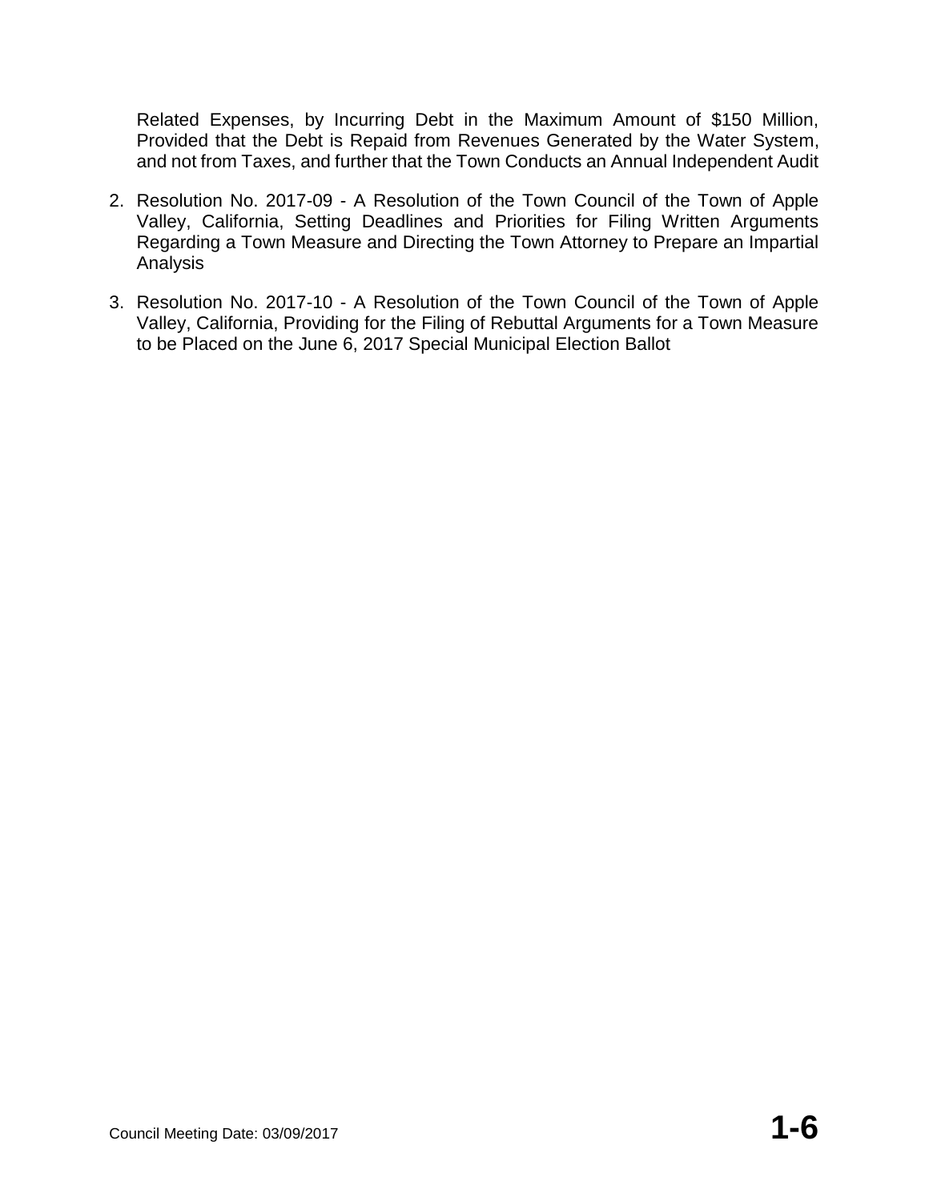Related Expenses, by Incurring Debt in the Maximum Amount of $150 Million, Provided that the Debt is Repaid from Revenues Generated by the Water System, and not from Taxes, and further that the Town Conducts an Annual Independent Audit

2. Resolution No. 2017-09 - A Resolution of the Town Council of the Town of Apple Valley, California, Setting Deadlines and Priorities for Filing Written Arguments Regarding a Town Measure and Directing the Town Attorney to Prepare an Impartial Analysis

3. Resolution No. 2017-10 - A Resolution of the Town Council of the Town of Apple Valley, California, Providing for the Filing of Rebuttal Arguments for a Town Measure to be Placed on the June 6, 2017 Special Municipal Election Ballot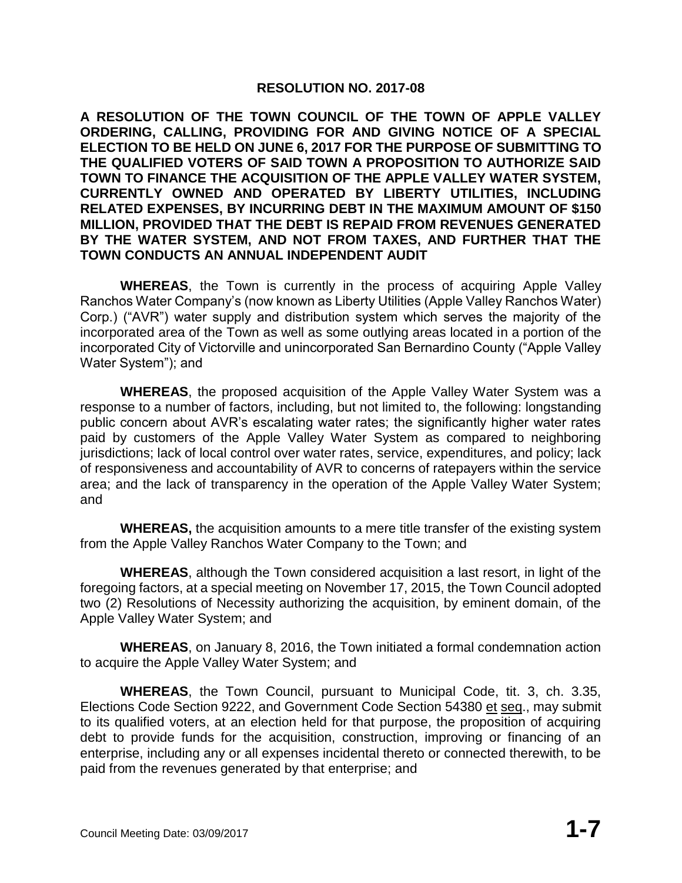## RESOLUTION NO. 2017-08

**A RESOLUTION OF THE TOWN COUNCIL OF THE TOWN OF APPLE VALLEY ORDERING, CALLING, PROVIDING FOR AND GIVING NOTICE OF A SPECIAL ELECTION TO BE HELD ON JUNE 6, 2017 FOR THE PURPOSE OF SUBMITTING TO THE QUALIFIED VOTERS OF SAID TOWN A PROPOSITION TO AUTHORIZE SAID TOWN TO FINANCE THE ACQUISITION OF THE APPLE VALLEY WATER SYSTEM, CURRENTLY OWNED AND OPERATED BY LIBERTY UTILITIES, INCLUDING RELATED EXPENSES, BY INCURRING DEBT IN THE MAXIMUM AMOUNT OF $150 MILLION, PROVIDED THAT THE DEBT IS REPAID FROM REVENUES GENERATED BY THE WATER SYSTEM, AND NOT FROM TAXES, AND FURTHER THAT THE TOWN CONDUCTS AN ANNUAL INDEPENDENT AUDIT**

**WHEREAS**, the Town is currently in the process of acquiring Apple Valley Ranchos Water Company's (now known as Liberty Utilities (Apple Valley Ranchos Water) Corp.) ("AVR") water supply and distribution system which serves the majority of the incorporated area of the Town as well as some outlying areas located in a portion of the incorporated City of Victorville and unincorporated San Bernardino County ("Apple Valley Water System"); and

**WHEREAS**, the proposed acquisition of the Apple Valley Water System was a response to a number of factors, including, but not limited to, the following: longstanding public concern about AVR's escalating water rates; the significantly higher water rates paid by customers of the Apple Valley Water System as compared to neighboring jurisdictions; lack of local control over water rates, service, expenditures, and policy; lack of responsiveness and accountability of AVR to concerns of ratepayers within the service area; and the lack of transparency in the operation of the Apple Valley Water System; and

**WHEREAS,** the acquisition amounts to a mere title transfer of the existing system from the Apple Valley Ranchos Water Company to the Town; and

**WHEREAS**, although the Town considered acquisition a last resort, in light of the foregoing factors, at a special meeting on November 17, 2015, the Town Council adopted two (2) Resolutions of Necessity authorizing the acquisition, by eminent domain, of the Apple Valley Water System; and

**WHEREAS**, on January 8, 2016, the Town initiated a formal condemnation action to acquire the Apple Valley Water System; and

**WHEREAS**, the Town Council, pursuant to Municipal Code, tit. 3, ch. 3.35, Elections Code Section 9222, and Government Code Section 54380 et seq., may submit to its qualified voters, at an election held for that purpose, the proposition of acquiring debt to provide funds for the acquisition, construction, improving or financing of an enterprise, including any or all expenses incidental thereto or connected therewith, to be paid from the revenues generated by that enterprise; and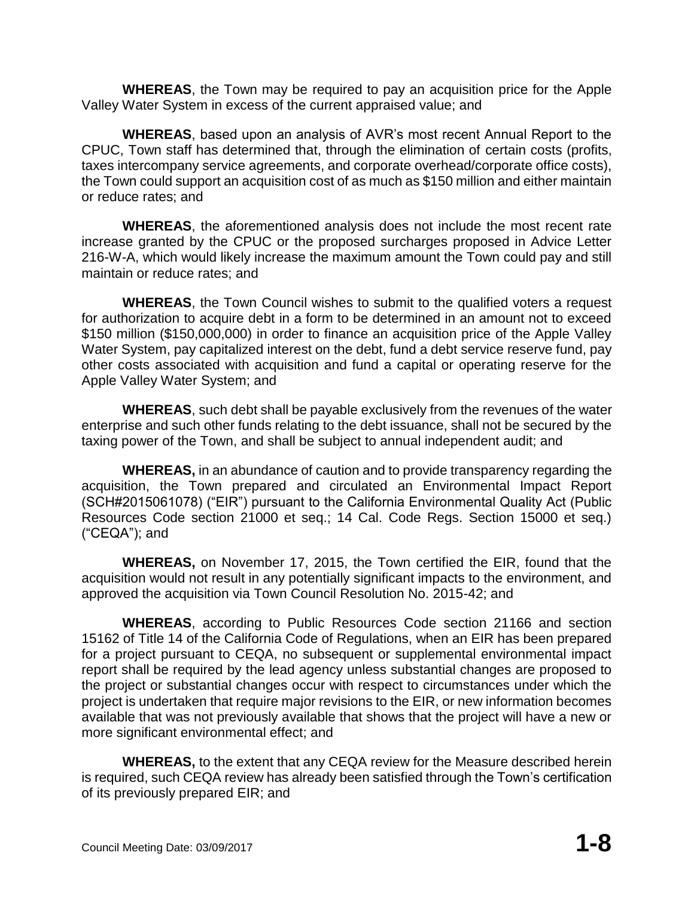**WHEREAS**, the Town may be required to pay an acquisition price for the Apple Valley Water System in excess of the current appraised value; and

**WHEREAS**, based upon an analysis of AVR's most recent Annual Report to the CPUC, Town staff has determined that, through the elimination of certain costs (profits, taxes intercompany service agreements, and corporate overhead/corporate office costs), the Town could support an acquisition cost of as much as $150 million and either maintain or reduce rates; and

**WHEREAS**, the aforementioned analysis does not include the most recent rate increase granted by the CPUC or the proposed surcharges proposed in Advice Letter 216-W-A, which would likely increase the maximum amount the Town could pay and still maintain or reduce rates; and

**WHEREAS**, the Town Council wishes to submit to the qualified voters a request for authorization to acquire debt in a form to be determined in an amount not to exceed $150 million ($150,000,000) in order to finance an acquisition price of the Apple Valley Water System, pay capitalized interest on the debt, fund a debt service reserve fund, pay other costs associated with acquisition and fund a capital or operating reserve for the Apple Valley Water System; and

**WHEREAS**, such debt shall be payable exclusively from the revenues of the water enterprise and such other funds relating to the debt issuance, shall not be secured by the taxing power of the Town, and shall be subject to annual independent audit; and

**WHEREAS,** in an abundance of caution and to provide transparency regarding the acquisition, the Town prepared and circulated an Environmental Impact Report (SCH#2015061078) ("EIR") pursuant to the California Environmental Quality Act (Public Resources Code section 21000 et seq.; 14 Cal. Code Regs. Section 15000 et seq.) ("CEQA"); and

**WHEREAS,** on November 17, 2015, the Town certified the EIR, found that the acquisition would not result in any potentially significant impacts to the environment, and approved the acquisition via Town Council Resolution No. 2015-42; and

**WHEREAS**, according to Public Resources Code section 21166 and section 15162 of Title 14 of the California Code of Regulations, when an EIR has been prepared for a project pursuant to CEQA, no subsequent or supplemental environmental impact report shall be required by the lead agency unless substantial changes are proposed to the project or substantial changes occur with respect to circumstances under which the project is undertaken that require major revisions to the EIR, or new information becomes available that was not previously available that shows that the project will have a new or more significant environmental effect; and

**WHEREAS,** to the extent that any CEQA review for the Measure described herein is required, such CEQA review has already been satisfied through the Town's certification of its previously prepared EIR; and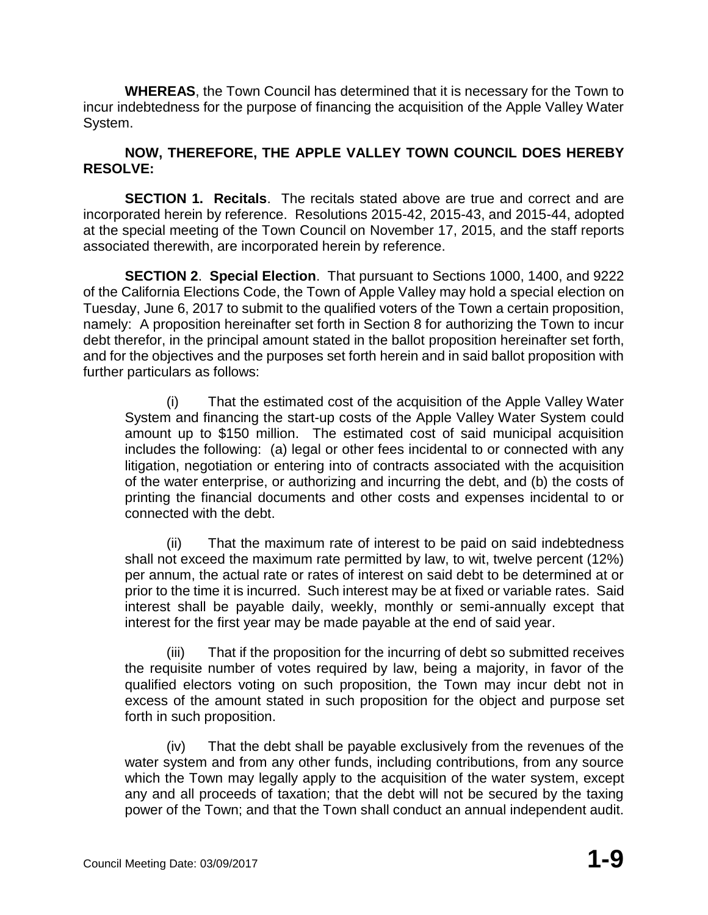**WHEREAS**, the Town Council has determined that it is necessary for the Town to incur indebtedness for the purpose of financing the acquisition of the Apple Valley Water System.

**NOW, THEREFORE, THE APPLE VALLEY TOWN COUNCIL DOES HEREBY RESOLVE:**

**SECTION 1. Recitals**. The recitals stated above are true and correct and are incorporated herein by reference. Resolutions 2015-42, 2015-43, and 2015-44, adopted at the special meeting of the Town Council on November 17, 2015, and the staff reports associated therewith, are incorporated herein by reference.

**SECTION 2**. **Special Election**. That pursuant to Sections 1000, 1400, and 9222 of the California Elections Code, the Town of Apple Valley may hold a special election on Tuesday, June 6, 2017 to submit to the qualified voters of the Town a certain proposition, namely: A proposition hereinafter set forth in Section 8 for authorizing the Town to incur debt therefor, in the principal amount stated in the ballot proposition hereinafter set forth, and for the objectives and the purposes set forth herein and in said ballot proposition with further particulars as follows:

(i) That the estimated cost of the acquisition of the Apple Valley Water System and financing the start-up costs of the Apple Valley Water System could amount up to $150 million. The estimated cost of said municipal acquisition includes the following: (a) legal or other fees incidental to or connected with any litigation, negotiation or entering into of contracts associated with the acquisition of the water enterprise, or authorizing and incurring the debt, and (b) the costs of printing the financial documents and other costs and expenses incidental to or connected with the debt.

(ii) That the maximum rate of interest to be paid on said indebtedness shall not exceed the maximum rate permitted by law, to wit, twelve percent (12%) per annum, the actual rate or rates of interest on said debt to be determined at or prior to the time it is incurred. Such interest may be at fixed or variable rates. Said interest shall be payable daily, weekly, monthly or semi-annually except that interest for the first year may be made payable at the end of said year.

(iii) That if the proposition for the incurring of debt so submitted receives the requisite number of votes required by law, being a majority, in favor of the qualified electors voting on such proposition, the Town may incur debt not in excess of the amount stated in such proposition for the object and purpose set forth in such proposition.

(iv) That the debt shall be payable exclusively from the revenues of the water system and from any other funds, including contributions, from any source which the Town may legally apply to the acquisition of the water system, except any and all proceeds of taxation; that the debt will not be secured by the taxing power of the Town; and that the Town shall conduct an annual independent audit.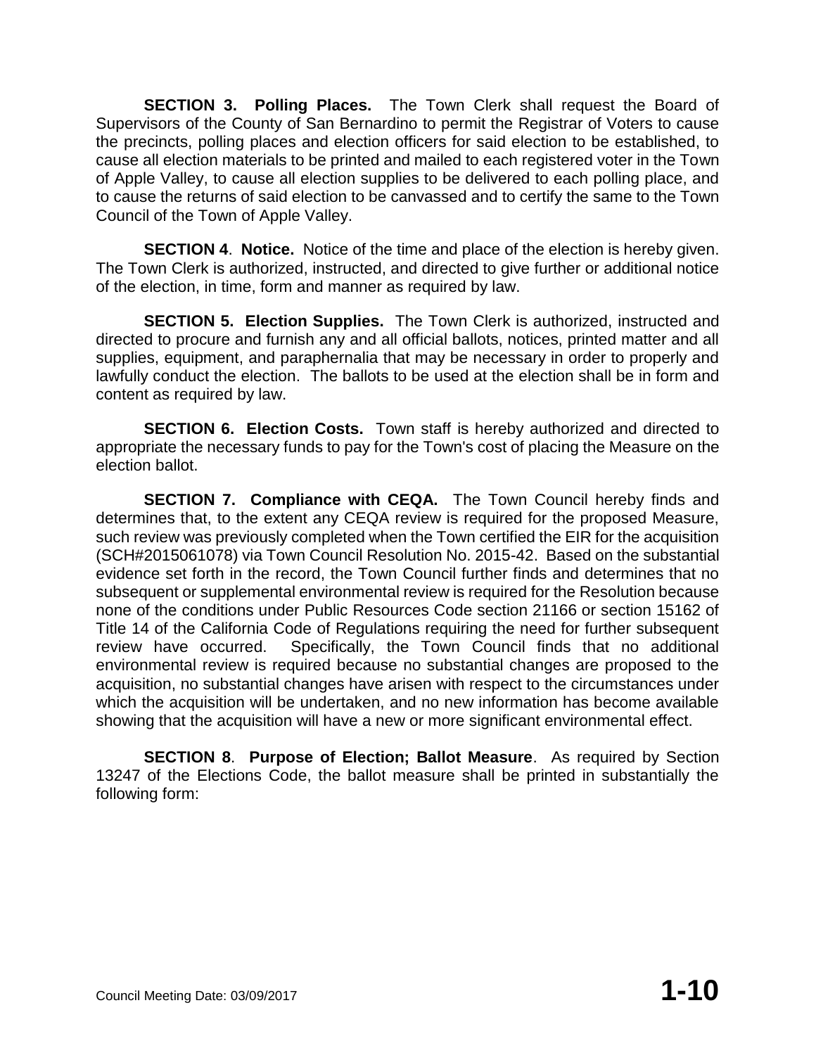**SECTION 3. Polling Places.** The Town Clerk shall request the Board of Supervisors of the County of San Bernardino to permit the Registrar of Voters to cause the precincts, polling places and election officers for said election to be established, to cause all election materials to be printed and mailed to each registered voter in the Town of Apple Valley, to cause all election supplies to be delivered to each polling place, and to cause the returns of said election to be canvassed and to certify the same to the Town Council of the Town of Apple Valley.

**SECTION 4**. **Notice.** Notice of the time and place of the election is hereby given. The Town Clerk is authorized, instructed, and directed to give further or additional notice of the election, in time, form and manner as required by law.

**SECTION 5. Election Supplies.** The Town Clerk is authorized, instructed and directed to procure and furnish any and all official ballots, notices, printed matter and all supplies, equipment, and paraphernalia that may be necessary in order to properly and lawfully conduct the election. The ballots to be used at the election shall be in form and content as required by law.

**SECTION 6. Election Costs.** Town staff is hereby authorized and directed to appropriate the necessary funds to pay for the Town's cost of placing the Measure on the election ballot.

**SECTION 7. Compliance with CEQA.** The Town Council hereby finds and determines that, to the extent any CEQA review is required for the proposed Measure, such review was previously completed when the Town certified the EIR for the acquisition (SCH#2015061078) via Town Council Resolution No. 2015-42. Based on the substantial evidence set forth in the record, the Town Council further finds and determines that no subsequent or supplemental environmental review is required for the Resolution because none of the conditions under Public Resources Code section 21166 or section 15162 of Title 14 of the California Code of Regulations requiring the need for further subsequent review have occurred. Specifically, the Town Council finds that no additional environmental review is required because no substantial changes are proposed to the acquisition, no substantial changes have arisen with respect to the circumstances under which the acquisition will be undertaken, and no new information has become available showing that the acquisition will have a new or more significant environmental effect.

**SECTION 8**. **Purpose of Election; Ballot Measure**. As required by Section 13247 of the Elections Code, the ballot measure shall be printed in substantially the following form: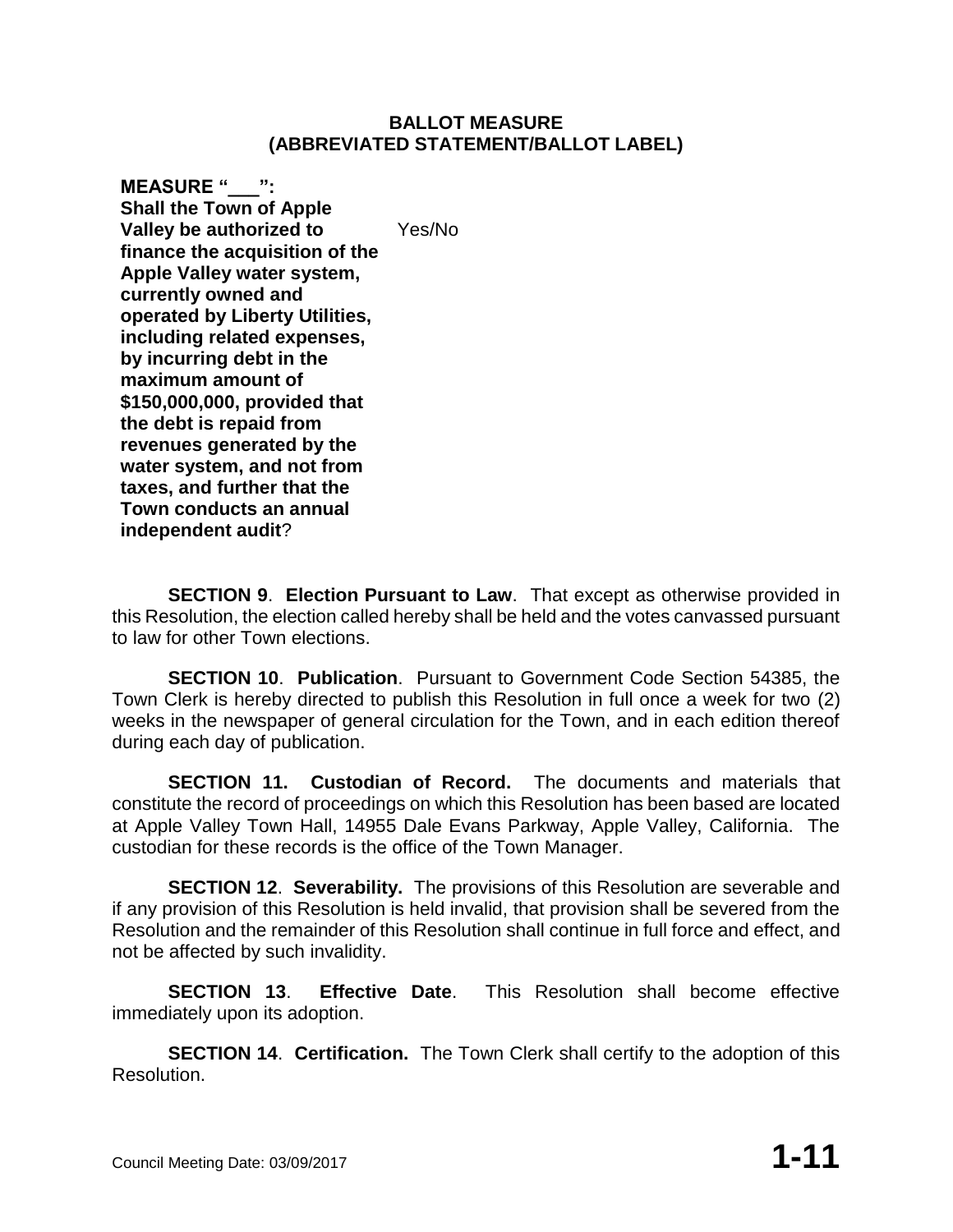**BALLOT MEASURE**
**(ABBREVIATED STATEMENT/BALLOT LABEL)**

| | |
|---|---|
| **MEASURE "___": Shall the Town of Apple Valley be authorized to finance the acquisition of the Apple Valley water system, currently owned and operated by Liberty Utilities, including related expenses, by incurring debt in the maximum amount of $150,000,000, provided that the debt is repaid from revenues generated by the water system, and not from taxes, and further that the Town conducts an annual independent audit**? | Yes/No |

**SECTION 9**. **Election Pursuant to Law**. That except as otherwise provided in this Resolution, the election called hereby shall be held and the votes canvassed pursuant to law for other Town elections.

**SECTION 10**. **Publication**. Pursuant to Government Code Section 54385, the Town Clerk is hereby directed to publish this Resolution in full once a week for two (2) weeks in the newspaper of general circulation for the Town, and in each edition thereof during each day of publication.

**SECTION 11. Custodian of Record.** The documents and materials that constitute the record of proceedings on which this Resolution has been based are located at Apple Valley Town Hall, 14955 Dale Evans Parkway, Apple Valley, California. The custodian for these records is the office of the Town Manager.

**SECTION 12**. **Severability.** The provisions of this Resolution are severable and if any provision of this Resolution is held invalid, that provision shall be severed from the Resolution and the remainder of this Resolution shall continue in full force and effect, and not be affected by such invalidity.

**SECTION 13**. **Effective Date**. This Resolution shall become effective immediately upon its adoption.

**SECTION 14**. **Certification.** The Town Clerk shall certify to the adoption of this Resolution.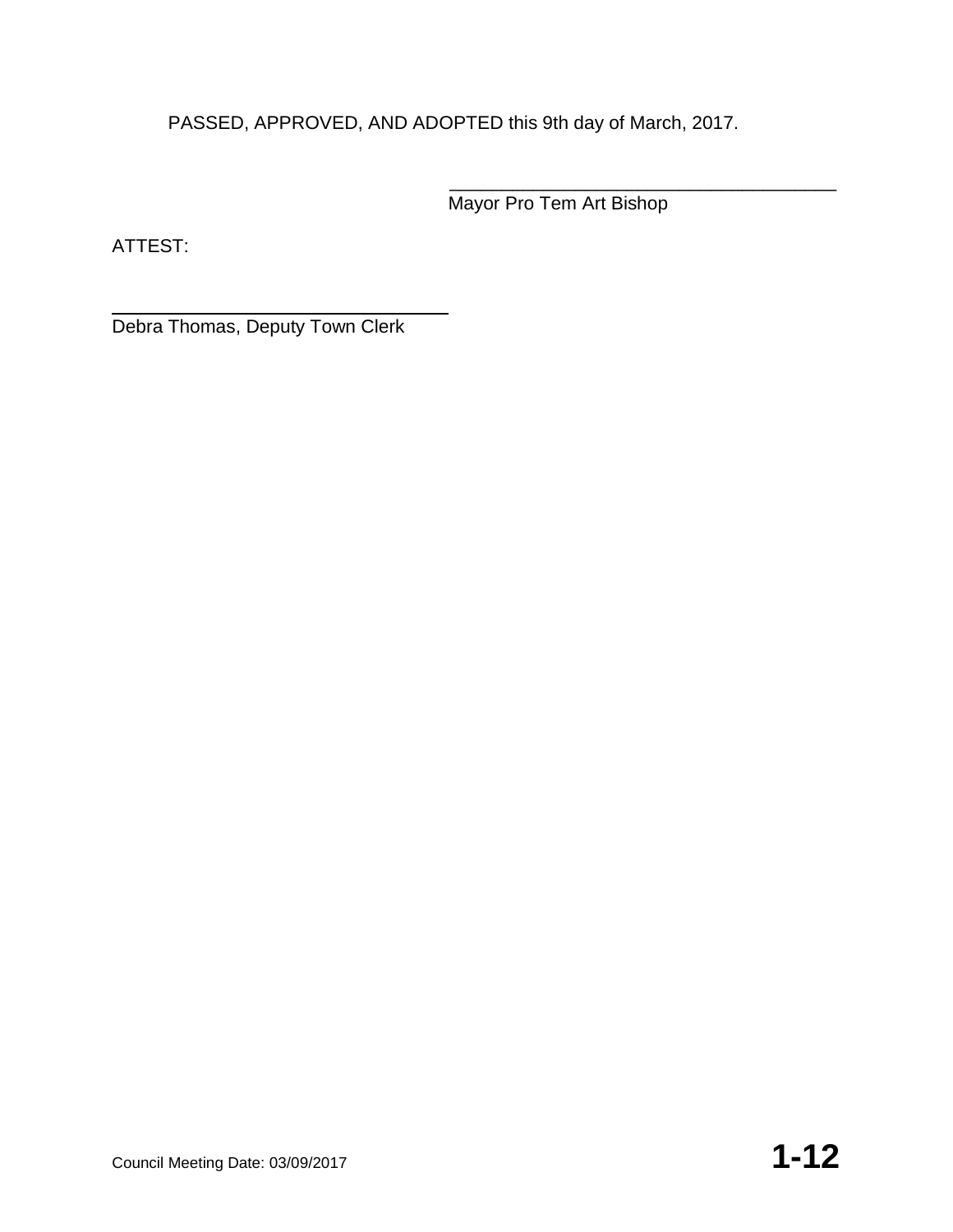PASSED, APPROVED, AND ADOPTED this 9th day of March, 2017.

\_\_\_\_\_\_\_\_\_\_\_\_\_\_\_\_\_\_\_\_\_\_\_\_\_\_\_\_\_\_\_\_\_\_\_\_\_\_
Mayor Pro Tem Art Bishop

ATTEST:

\_\_\_\_\_\_\_\_\_\_\_\_\_\_\_\_\_\_\_\_\_\_\_\_\_\_\_\_\_\_\_\_\_\_
Debra Thomas, Deputy Town Clerk

Council Meeting Date: 03/09/2017 **1-12**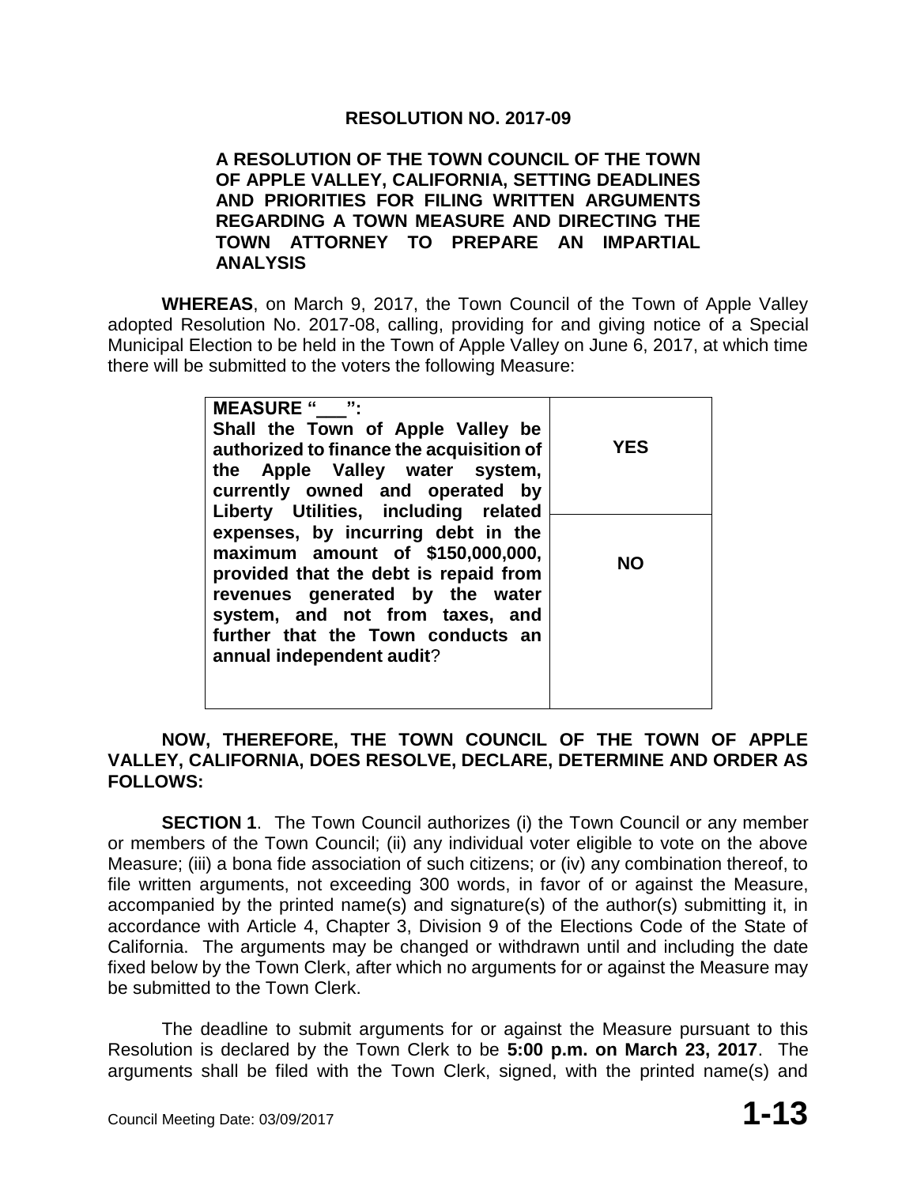# RESOLUTION NO. 2017-09

**A RESOLUTION OF THE TOWN COUNCIL OF THE TOWN OF APPLE VALLEY, CALIFORNIA, SETTING DEADLINES AND PRIORITIES FOR FILING WRITTEN ARGUMENTS REGARDING A TOWN MEASURE AND DIRECTING THE TOWN ATTORNEY TO PREPARE AN IMPARTIAL ANALYSIS**

**WHEREAS**, on March 9, 2017, the Town Council of the Town of Apple Valley adopted Resolution No. 2017-08, calling, providing for and giving notice of a Special Municipal Election to be held in the Town of Apple Valley on June 6, 2017, at which time there will be submitted to the voters the following Measure:

| **MEASURE "___": Shall the Town of Apple Valley be authorized to finance the acquisition of the Apple Valley water system, currently owned and operated by Liberty Utilities, including related expenses, by incurring debt in the maximum amount of $150,000,000, provided that the debt is repaid from revenues generated by the water system, and not from taxes, and further that the Town conducts an annual independent audit**? | **YES** |
|---|---|
| | **NO** |

**NOW, THEREFORE, THE TOWN COUNCIL OF THE TOWN OF APPLE VALLEY, CALIFORNIA, DOES RESOLVE, DECLARE, DETERMINE AND ORDER AS FOLLOWS:**

**SECTION 1**. The Town Council authorizes (i) the Town Council or any member or members of the Town Council; (ii) any individual voter eligible to vote on the above Measure; (iii) a bona fide association of such citizens; or (iv) any combination thereof, to file written arguments, not exceeding 300 words, in favor of or against the Measure, accompanied by the printed name(s) and signature(s) of the author(s) submitting it, in accordance with Article 4, Chapter 3, Division 9 of the Elections Code of the State of California. The arguments may be changed or withdrawn until and including the date fixed below by the Town Clerk, after which no arguments for or against the Measure may be submitted to the Town Clerk.

The deadline to submit arguments for or against the Measure pursuant to this Resolution is declared by the Town Clerk to be **5:00 p.m. on March 23, 2017**. The arguments shall be filed with the Town Clerk, signed, with the printed name(s) and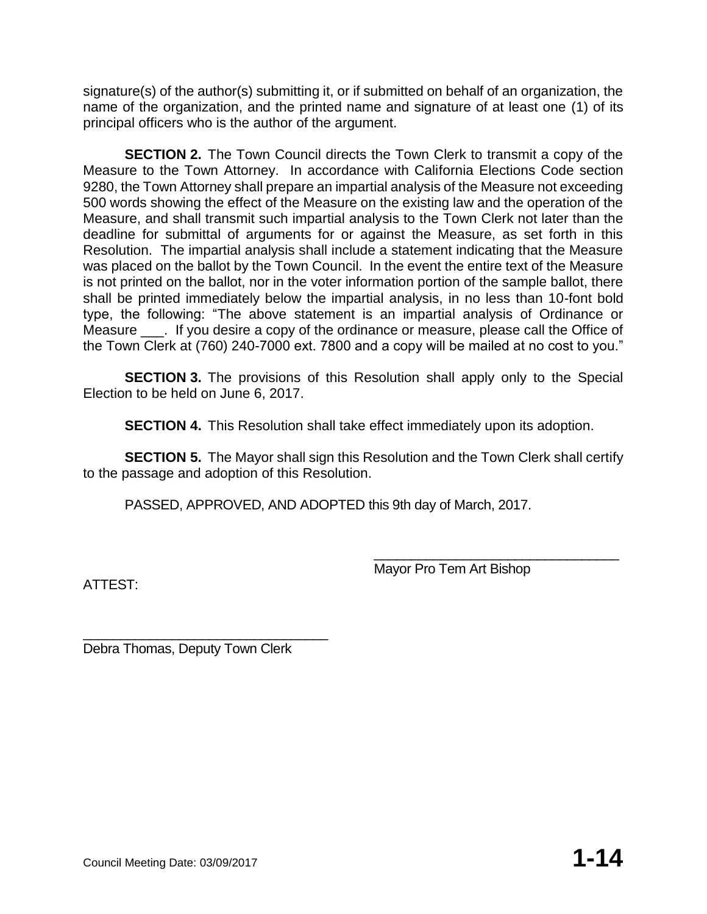signature(s) of the author(s) submitting it, or if submitted on behalf of an organization, the name of the organization, and the printed name and signature of at least one (1) of its principal officers who is the author of the argument.

**SECTION 2.** The Town Council directs the Town Clerk to transmit a copy of the Measure to the Town Attorney. In accordance with California Elections Code section 9280, the Town Attorney shall prepare an impartial analysis of the Measure not exceeding 500 words showing the effect of the Measure on the existing law and the operation of the Measure, and shall transmit such impartial analysis to the Town Clerk not later than the deadline for submittal of arguments for or against the Measure, as set forth in this Resolution. The impartial analysis shall include a statement indicating that the Measure was placed on the ballot by the Town Council. In the event the entire text of the Measure is not printed on the ballot, nor in the voter information portion of the sample ballot, there shall be printed immediately below the impartial analysis, in no less than 10-font bold type, the following: "The above statement is an impartial analysis of Ordinance or Measure ___. If you desire a copy of the ordinance or measure, please call the Office of the Town Clerk at (760) 240-7000 ext. 7800 and a copy will be mailed at no cost to you."

**SECTION 3.** The provisions of this Resolution shall apply only to the Special Election to be held on June 6, 2017.

**SECTION 4.** This Resolution shall take effect immediately upon its adoption.

**SECTION 5.** The Mayor shall sign this Resolution and the Town Clerk shall certify to the passage and adoption of this Resolution.

PASSED, APPROVED, AND ADOPTED this 9th day of March, 2017.

_________________________________
Mayor Pro Tem Art Bishop

ATTEST:

_________________________________
Debra Thomas, Deputy Town Clerk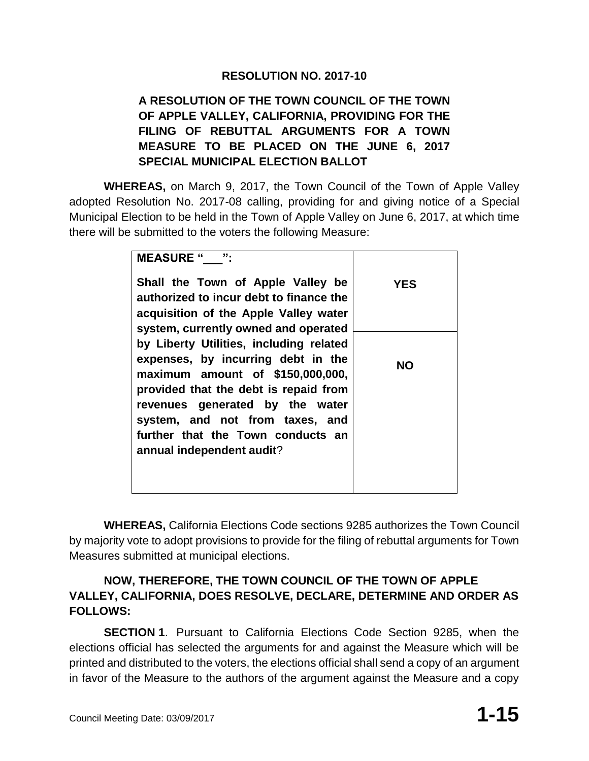**RESOLUTION NO. 2017-10**

**A RESOLUTION OF THE TOWN COUNCIL OF THE TOWN OF APPLE VALLEY, CALIFORNIA, PROVIDING FOR THE FILING OF REBUTTAL ARGUMENTS FOR A TOWN MEASURE TO BE PLACED ON THE JUNE 6, 2017 SPECIAL MUNICIPAL ELECTION BALLOT**

**WHEREAS,** on March 9, 2017, the Town Council of the Town of Apple Valley adopted Resolution No. 2017-08 calling, providing for and giving notice of a Special Municipal Election to be held in the Town of Apple Valley on June 6, 2017, at which time there will be submitted to the voters the following Measure:

| **MEASURE "___":** **Shall the Town of Apple Valley be authorized to incur debt to finance the acquisition of the Apple Valley water system, currently owned and operated by Liberty Utilities, including related expenses, by incurring debt in the maximum amount of $150,000,000, provided that the debt is repaid from revenues generated by the water system, and not from taxes, and further that the Town conducts an annual independent audit**? | **YES** |
|---|---|
| | **NO** |

**WHEREAS,** California Elections Code sections 9285 authorizes the Town Council by majority vote to adopt provisions to provide for the filing of rebuttal arguments for Town Measures submitted at municipal elections.

**NOW, THEREFORE, THE TOWN COUNCIL OF THE TOWN OF APPLE VALLEY, CALIFORNIA, DOES RESOLVE, DECLARE, DETERMINE AND ORDER AS FOLLOWS:**

**SECTION 1**. Pursuant to California Elections Code Section 9285, when the elections official has selected the arguments for and against the Measure which will be printed and distributed to the voters, the elections official shall send a copy of an argument in favor of the Measure to the authors of the argument against the Measure and a copy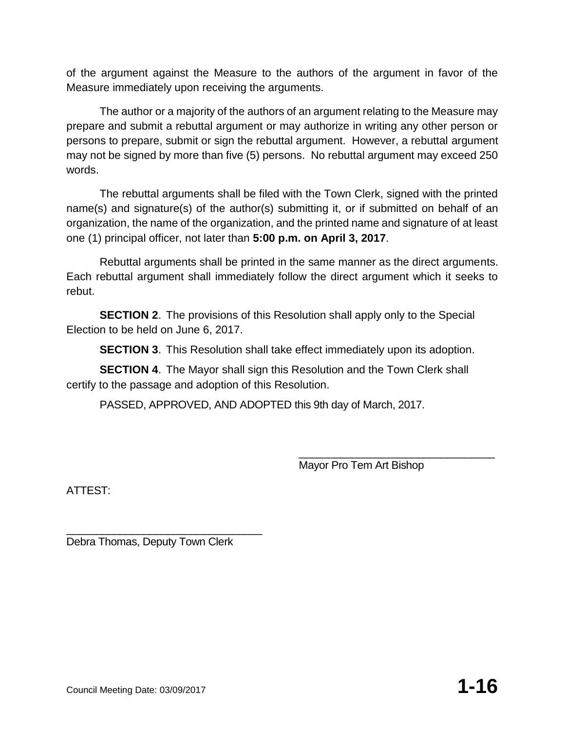of the argument against the Measure to the authors of the argument in favor of the Measure immediately upon receiving the arguments.

The author or a majority of the authors of an argument relating to the Measure may prepare and submit a rebuttal argument or may authorize in writing any other person or persons to prepare, submit or sign the rebuttal argument. However, a rebuttal argument may not be signed by more than five (5) persons. No rebuttal argument may exceed 250 words.

The rebuttal arguments shall be filed with the Town Clerk, signed with the printed name(s) and signature(s) of the author(s) submitting it, or if submitted on behalf of an organization, the name of the organization, and the printed name and signature of at least one (1) principal officer, not later than **5:00 p.m. on April 3, 2017**.

Rebuttal arguments shall be printed in the same manner as the direct arguments. Each rebuttal argument shall immediately follow the direct argument which it seeks to rebut.

**SECTION 2**. The provisions of this Resolution shall apply only to the Special Election to be held on June 6, 2017.

**SECTION 3**. This Resolution shall take effect immediately upon its adoption.

**SECTION 4**. The Mayor shall sign this Resolution and the Town Clerk shall certify to the passage and adoption of this Resolution.

PASSED, APPROVED, AND ADOPTED this 9th day of March, 2017.

\_\_\_\_\_\_\_\_\_\_\_\_\_\_\_\_\_\_\_\_\_\_\_\_\_\_\_\_\_\_\_\_\_\_
Mayor Pro Tem Art Bishop

ATTEST:

\_\_\_\_\_\_\_\_\_\_\_\_\_\_\_\_\_\_\_\_\_\_\_\_\_\_\_\_\_\_\_\_\_\_
Debra Thomas, Deputy Town Clerk

Council Meeting Date: 03/09/2017 **1-16**